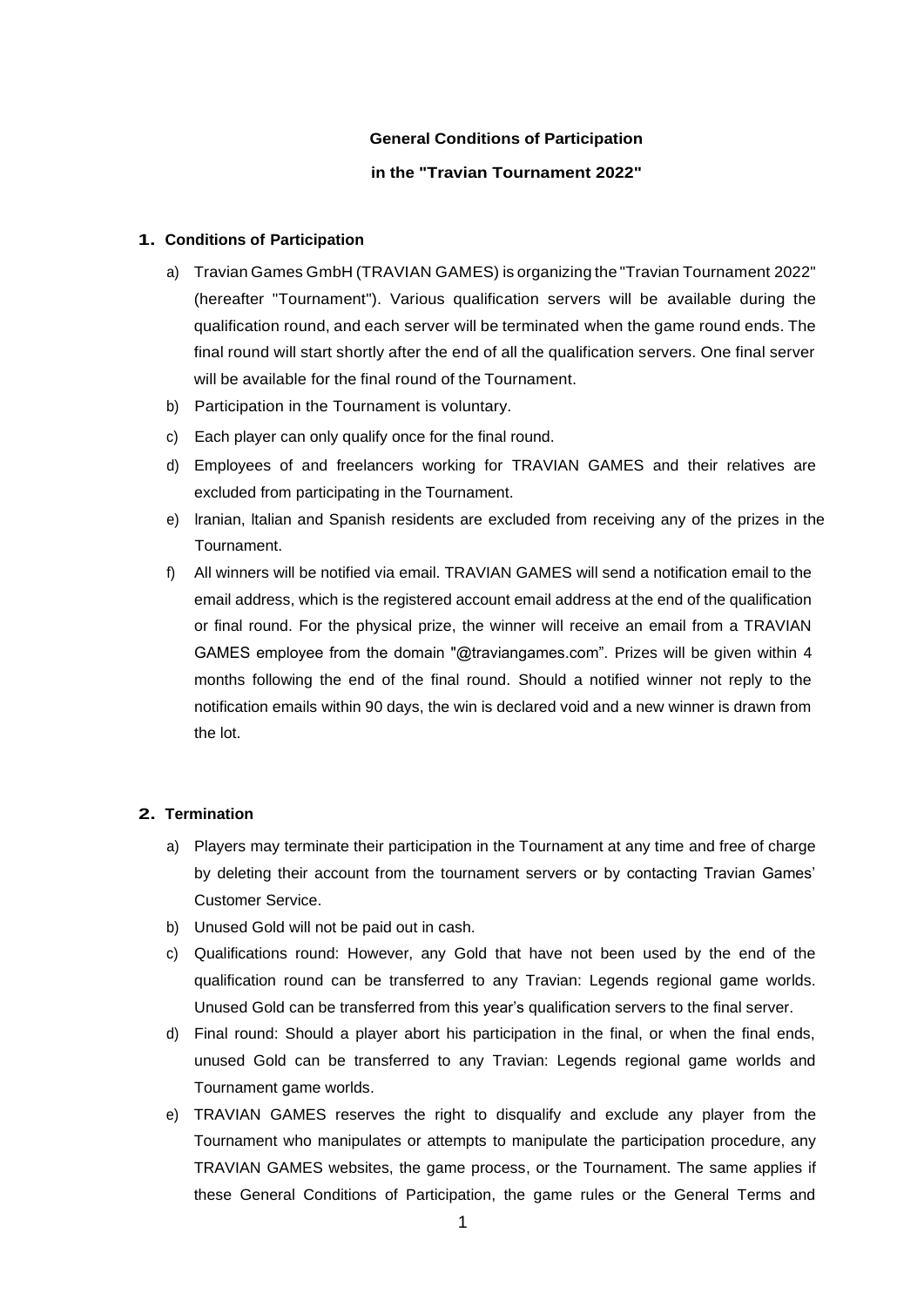**General Conditions of Participation**

**in the "Travian Tournament 2022"**

## 1. Conditions of Participation

a) Travian Games GmbH (TRAVIAN GAMES) is organizing the "Travian Tournament 2022" (hereafter "Tournament"). Various qualification servers will be available during the qualification round, and each server will be terminated when the game round ends. The final round will start shortly after the end of all the qualification servers. One final server will be available for the final round of the Tournament.

b) Participation in the Tournament is voluntary.

c) Each player can only qualify once for the final round.

d) Employees of and freelancers working for TRAVIAN GAMES and their relatives are excluded from participating in the Tournament.

e) Iranian, Italian and Spanish residents are excluded from receiving any of the prizes in the Tournament.

f) All winners will be notified via email. TRAVIAN GAMES will send a notification email to the email address, which is the registered account email address at the end of the qualification or final round. For the physical prize, the winner will receive an email from a TRAVIAN GAMES employee from the domain "@traviangames.com". Prizes will be given within 4 months following the end of the final round. Should a notified winner not reply to the notification emails within 90 days, the win is declared void and a new winner is drawn from the lot.

## 2. Termination

a) Players may terminate their participation in the Tournament at any time and free of charge by deleting their account from the tournament servers or by contacting Travian Games' Customer Service.

b) Unused Gold will not be paid out in cash.

c) Qualifications round: However, any Gold that have not been used by the end of the qualification round can be transferred to any Travian: Legends regional game worlds. Unused Gold can be transferred from this year's qualification servers to the final server.

d) Final round: Should a player abort his participation in the final, or when the final ends, unused Gold can be transferred to any Travian: Legends regional game worlds and Tournament game worlds.

e) TRAVIAN GAMES reserves the right to disqualify and exclude any player from the Tournament who manipulates or attempts to manipulate the participation procedure, any TRAVIAN GAMES websites, the game process, or the Tournament. The same applies if these General Conditions of Participation, the game rules or the General Terms and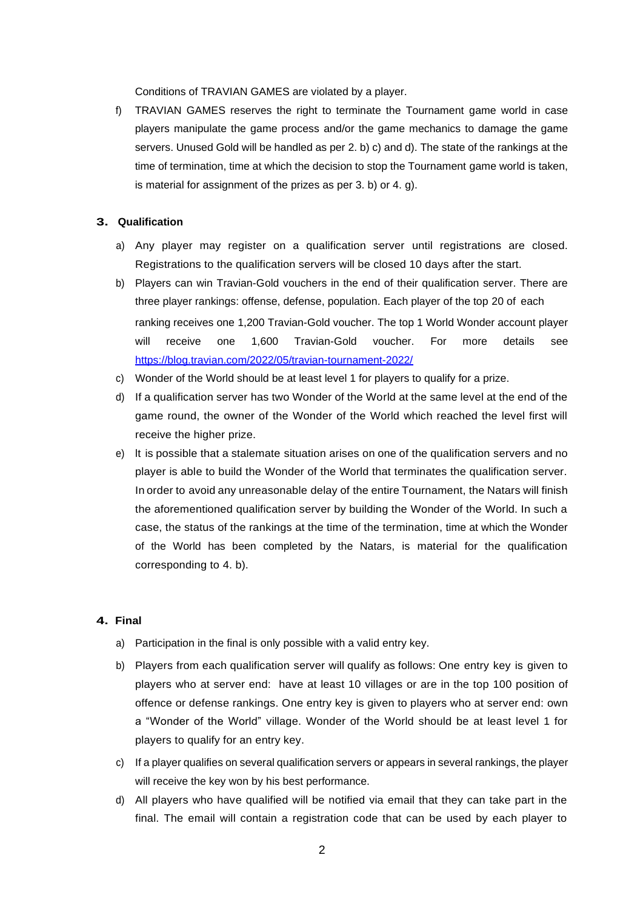Conditions of TRAVIAN GAMES are violated by a player.

f) TRAVIAN GAMES reserves the right to terminate the Tournament game world in case players manipulate the game process and/or the game mechanics to damage the game servers. Unused Gold will be handled as per 2. b) c) and d). The state of the rankings at the time of termination, time at which the decision to stop the Tournament game world is taken, is material for assignment of the prizes as per 3. b) or 4. g).

## 3. Qualification

a) Any player may register on a qualification server until registrations are closed. Registrations to the qualification servers will be closed 10 days after the start.

b) Players can win Travian-Gold vouchers in the end of their qualification server. There are three player rankings: offense, defense, population. Each player of the top 20 of each ranking receives one 1,200 Travian-Gold voucher. The top 1 World Wonder account player will receive one 1,600 Travian-Gold voucher. For more details see https://blog.travian.com/2022/05/travian-tournament-2022/

c) Wonder of the World should be at least level 1 for players to qualify for a prize.

d) If a qualification server has two Wonder of the World at the same level at the end of the game round, the owner of the Wonder of the World which reached the level first will receive the higher prize.

e) It is possible that a stalemate situation arises on one of the qualification servers and no player is able to build the Wonder of the World that terminates the qualification server. In order to avoid any unreasonable delay of the entire Tournament, the Natars will finish the aforementioned qualification server by building the Wonder of the World. In such a case, the status of the rankings at the time of the termination, time at which the Wonder of the World has been completed by the Natars, is material for the qualification corresponding to 4. b).

## 4. Final

a) Participation in the final is only possible with a valid entry key.

b) Players from each qualification server will qualify as follows: One entry key is given to players who at server end: have at least 10 villages or are in the top 100 position of offence or defense rankings. One entry key is given to players who at server end: own a "Wonder of the World" village. Wonder of the World should be at least level 1 for players to qualify for an entry key.

c) If a player qualifies on several qualification servers or appears in several rankings, the player will receive the key won by his best performance.

d) All players who have qualified will be notified via email that they can take part in the final. The email will contain a registration code that can be used by each player to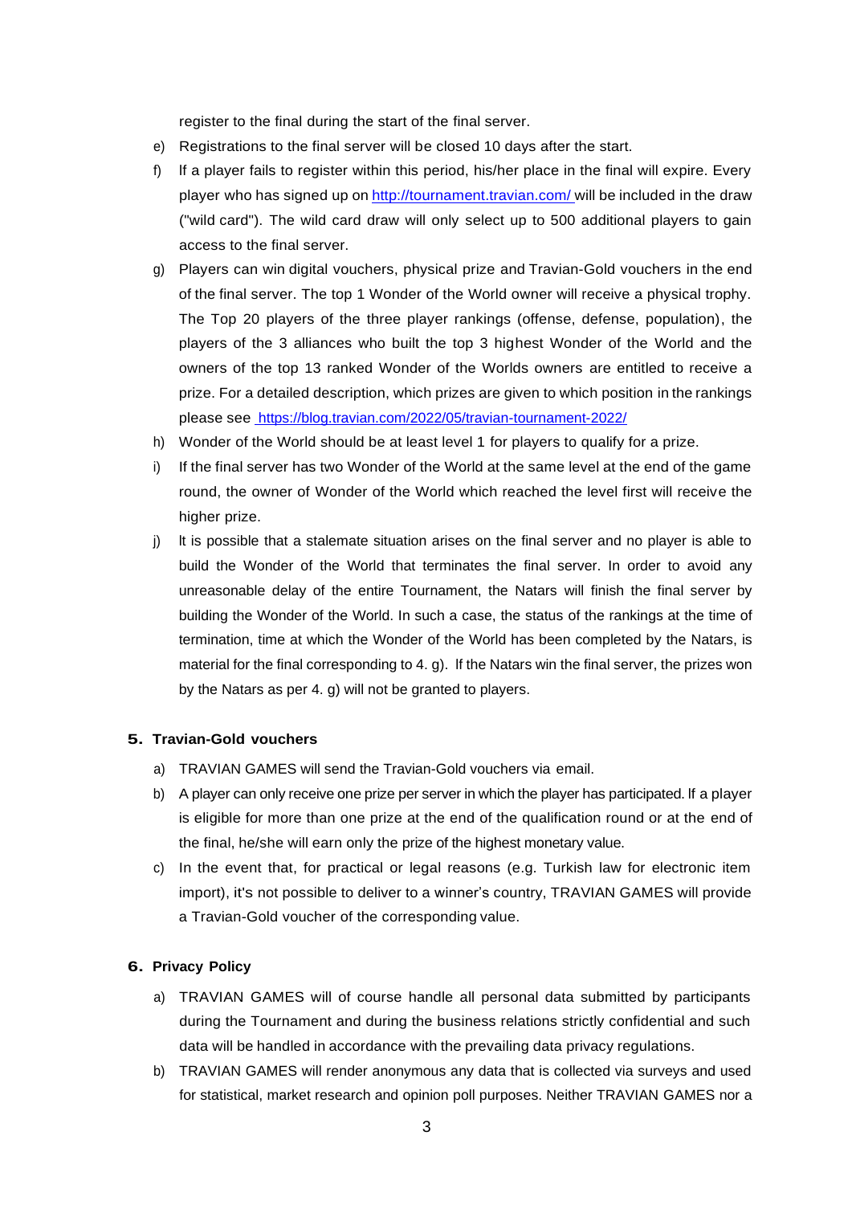register to the final during the start of the final server.

e) Registrations to the final server will be closed 10 days after the start.

f) If a player fails to register within this period, his/her place in the final will expire. Every player who has signed up on http://tournament.travian.com/ will be included in the draw ("wild card"). The wild card draw will only select up to 500 additional players to gain access to the final server.

g) Players can win digital vouchers, physical prize and Travian-Gold vouchers in the end of the final server. The top 1 Wonder of the World owner will receive a physical trophy. The Top 20 players of the three player rankings (offense, defense, population), the players of the 3 alliances who built the top 3 highest Wonder of the World and the owners of the top 13 ranked Wonder of the Worlds owners are entitled to receive a prize. For a detailed description, which prizes are given to which position in the rankings please see https://blog.travian.com/2022/05/travian-tournament-2022/

h) Wonder of the World should be at least level 1 for players to qualify for a prize.

i) If the final server has two Wonder of the World at the same level at the end of the game round, the owner of Wonder of the World which reached the level first will receive the higher prize.

j) It is possible that a stalemate situation arises on the final server and no player is able to build the Wonder of the World that terminates the final server. In order to avoid any unreasonable delay of the entire Tournament, the Natars will finish the final server by building the Wonder of the World. In such a case, the status of the rankings at the time of termination, time at which the Wonder of the World has been completed by the Natars, is material for the final corresponding to 4. g). If the Natars win the final server, the prizes won by the Natars as per 4. g) will not be granted to players.

## 5. Travian-Gold vouchers

a) TRAVIAN GAMES will send the Travian-Gold vouchers via email.

b) A player can only receive one prize per server in which the player has participated. If a player is eligible for more than one prize at the end of the qualification round or at the end of the final, he/she will earn only the prize of the highest monetary value.

c) In the event that, for practical or legal reasons (e.g. Turkish law for electronic item import), it's not possible to deliver to a winner's country, TRAVIAN GAMES will provide a Travian-Gold voucher of the corresponding value.

## 6. Privacy Policy

a) TRAVIAN GAMES will of course handle all personal data submitted by participants during the Tournament and during the business relations strictly confidential and such data will be handled in accordance with the prevailing data privacy regulations.

b) TRAVIAN GAMES will render anonymous any data that is collected via surveys and used for statistical, market research and opinion poll purposes. Neither TRAVIAN GAMES nor a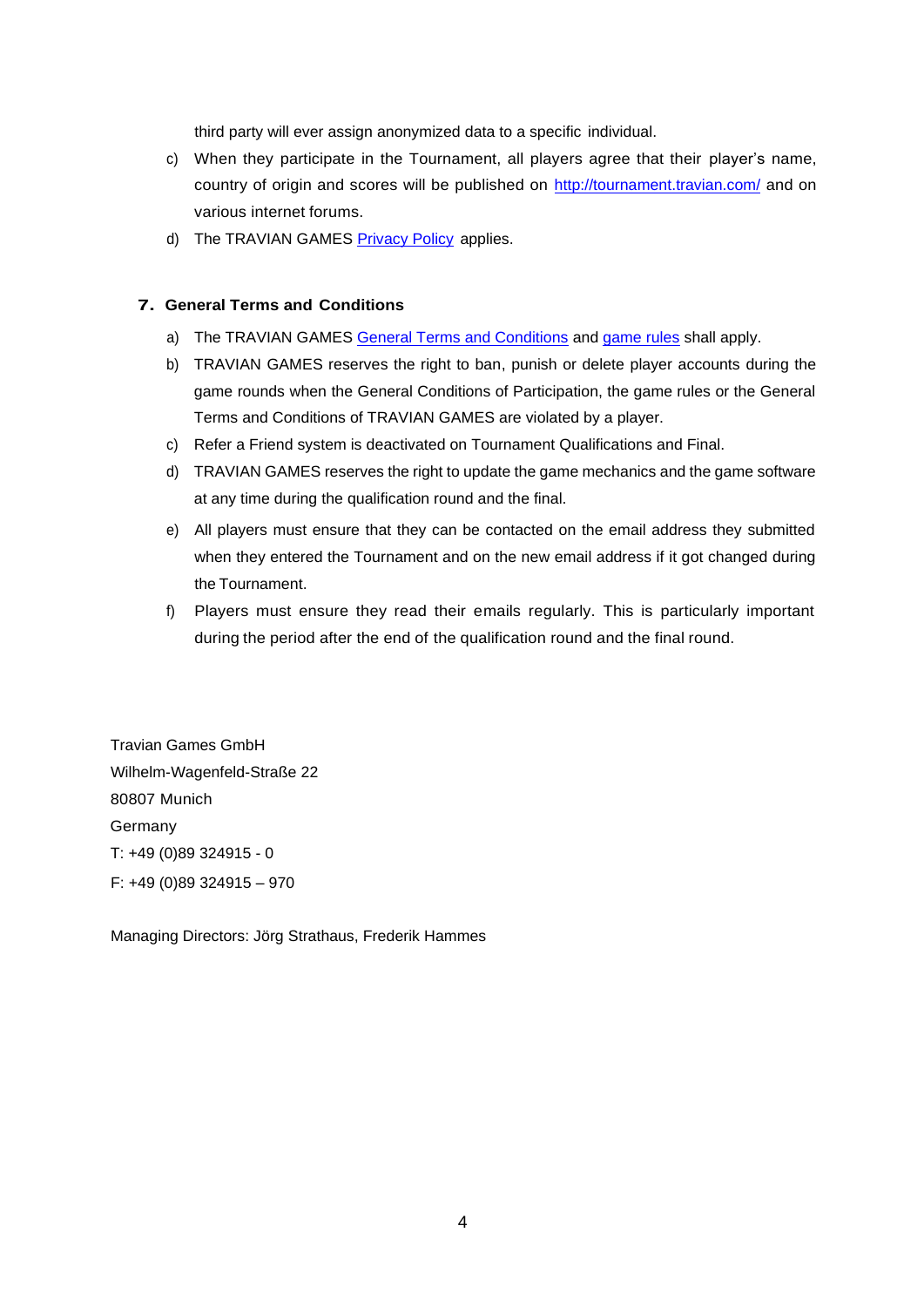third party will ever assign anonymized data to a specific individual.

c) When they participate in the Tournament, all players agree that their player's name, country of origin and scores will be published on [http://tournament.travian.com/](http://tournament.travian.com/) and on various internet forums.

d) The TRAVIAN GAMES Privacy Policy applies.

## 7. General Terms and Conditions

a) The TRAVIAN GAMES General Terms and Conditions and game rules shall apply.

b) TRAVIAN GAMES reserves the right to ban, punish or delete player accounts during the game rounds when the General Conditions of Participation, the game rules or the General Terms and Conditions of TRAVIAN GAMES are violated by a player.

c) Refer a Friend system is deactivated on Tournament Qualifications and Final.

d) TRAVIAN GAMES reserves the right to update the game mechanics and the game software at any time during the qualification round and the final.

e) All players must ensure that they can be contacted on the email address they submitted when they entered the Tournament and on the new email address if it got changed during the Tournament.

f) Players must ensure they read their emails regularly. This is particularly important during the period after the end of the qualification round and the final round.

Travian Games GmbH
Wilhelm-Wagenfeld-Straße 22
80807 Munich
Germany
T: +49 (0)89 324915 - 0
F: +49 (0)89 324915 – 970

Managing Directors: Jörg Strathaus, Frederik Hammes